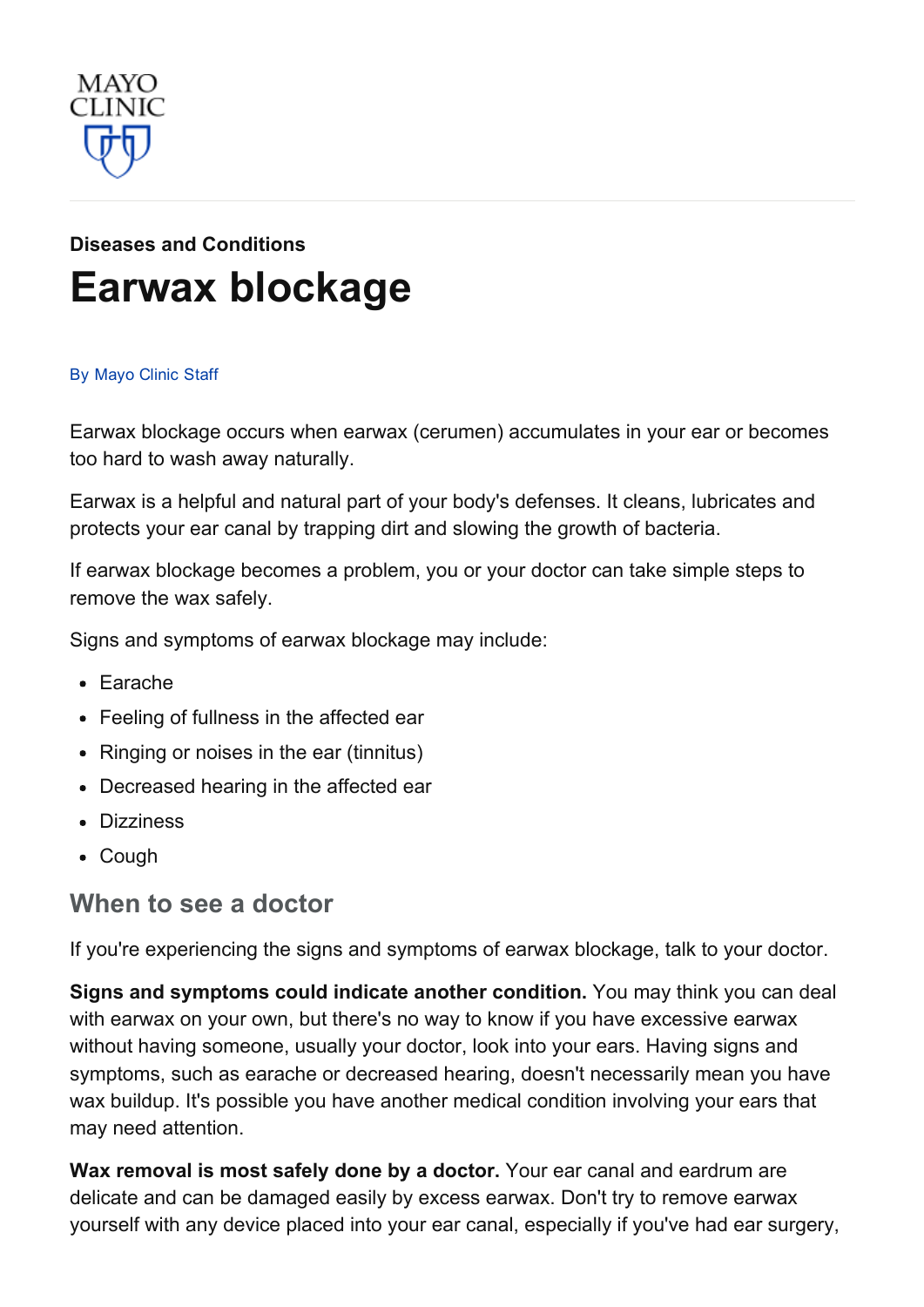MAYO CLINIC

Diseases and Conditions

# Earwax blockage

By Mayo Clinic Staff

Earwax blockage occurs when earwax (cerumen) accumulates in your ear or becomes too hard to wash away naturally.

Earwax is a helpful and natural part of your body's defenses. It cleans, lubricates and protects your ear canal by trapping dirt and slowing the growth of bacteria.

If earwax blockage becomes a problem, you or your doctor can take simple steps to remove the wax safely.

Signs and symptoms of earwax blockage may include:

- Earache
- Feeling of fullness in the affected ear
- Ringing or noises in the ear (tinnitus)
- Decreased hearing in the affected ear
- Dizziness
- Cough

## When to see a doctor

If you're experiencing the signs and symptoms of earwax blockage, talk to your doctor.

**Signs and symptoms could indicate another condition.** You may think you can deal with earwax on your own, but there's no way to know if you have excessive earwax without having someone, usually your doctor, look into your ears. Having signs and symptoms, such as earache or decreased hearing, doesn't necessarily mean you have wax buildup. It's possible you have another medical condition involving your ears that may need attention.

**Wax removal is most safely done by a doctor.** Your ear canal and eardrum are delicate and can be damaged easily by excess earwax. Don't try to remove earwax yourself with any device placed into your ear canal, especially if you've had ear surgery,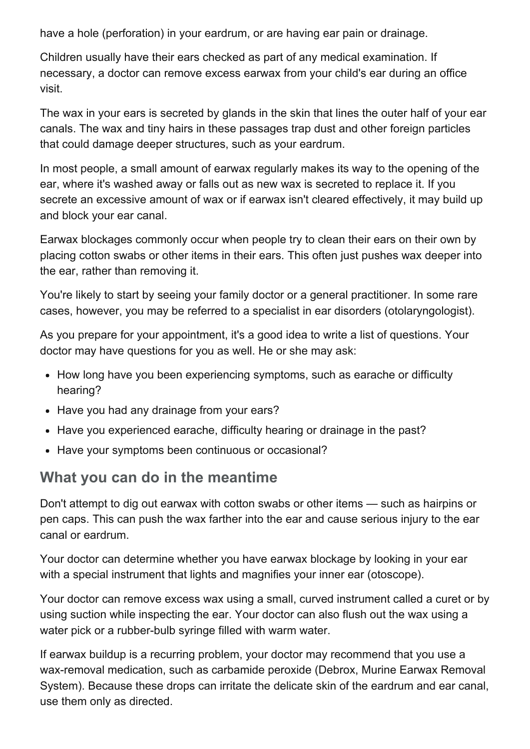have a hole (perforation) in your eardrum, or are having ear pain or drainage.

Children usually have their ears checked as part of any medical examination. If necessary, a doctor can remove excess earwax from your child's ear during an office visit.

The wax in your ears is secreted by glands in the skin that lines the outer half of your ear canals. The wax and tiny hairs in these passages trap dust and other foreign particles that could damage deeper structures, such as your eardrum.

In most people, a small amount of earwax regularly makes its way to the opening of the ear, where it's washed away or falls out as new wax is secreted to replace it. If you secrete an excessive amount of wax or if earwax isn't cleared effectively, it may build up and block your ear canal.

Earwax blockages commonly occur when people try to clean their ears on their own by placing cotton swabs or other items in their ears. This often just pushes wax deeper into the ear, rather than removing it.

You're likely to start by seeing your family doctor or a general practitioner. In some rare cases, however, you may be referred to a specialist in ear disorders (otolaryngologist).

As you prepare for your appointment, it's a good idea to write a list of questions. Your doctor may have questions for you as well. He or she may ask:

- How long have you been experiencing symptoms, such as earache or difficulty hearing?
- Have you had any drainage from your ears?
- Have you experienced earache, difficulty hearing or drainage in the past?
- Have your symptoms been continuous or occasional?

## What you can do in the meantime

Don't attempt to dig out earwax with cotton swabs or other items — such as hairpins or pen caps. This can push the wax farther into the ear and cause serious injury to the ear canal or eardrum.

Your doctor can determine whether you have earwax blockage by looking in your ear with a special instrument that lights and magnifies your inner ear (otoscope).

Your doctor can remove excess wax using a small, curved instrument called a curet or by using suction while inspecting the ear. Your doctor can also flush out the wax using a water pick or a rubber-bulb syringe filled with warm water.

If earwax buildup is a recurring problem, your doctor may recommend that you use a wax-removal medication, such as carbamide peroxide (Debrox, Murine Earwax Removal System). Because these drops can irritate the delicate skin of the eardrum and ear canal, use them only as directed.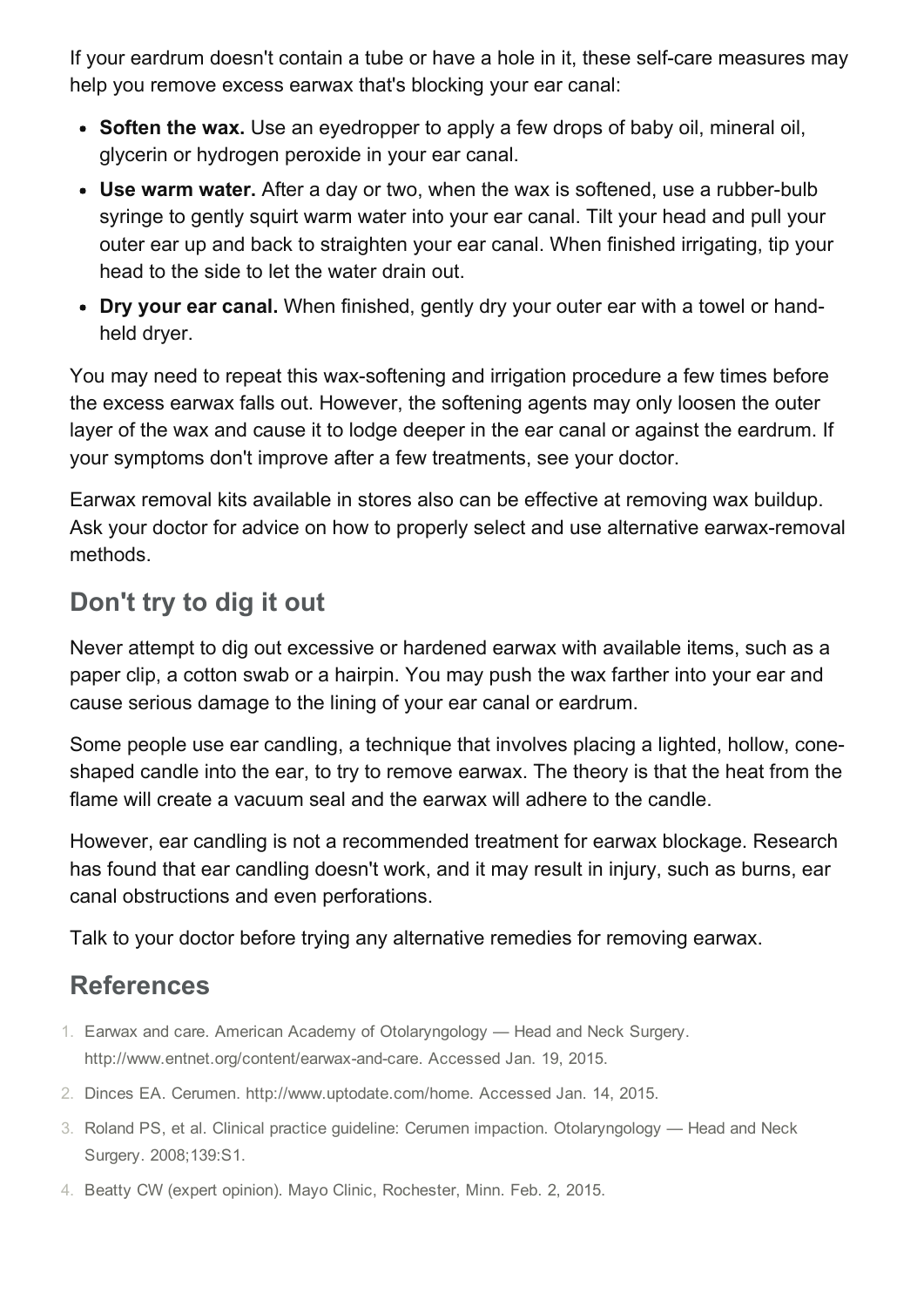If your eardrum doesn't contain a tube or have a hole in it, these self-care measures may help you remove excess earwax that's blocking your ear canal:

- **Soften the wax.** Use an eyedropper to apply a few drops of baby oil, mineral oil, glycerin or hydrogen peroxide in your ear canal.
- **Use warm water.** After a day or two, when the wax is softened, use a rubber-bulb syringe to gently squirt warm water into your ear canal. Tilt your head and pull your outer ear up and back to straighten your ear canal. When finished irrigating, tip your head to the side to let the water drain out.
- **Dry your ear canal.** When finished, gently dry your outer ear with a towel or hand-held dryer.

You may need to repeat this wax-softening and irrigation procedure a few times before the excess earwax falls out. However, the softening agents may only loosen the outer layer of the wax and cause it to lodge deeper in the ear canal or against the eardrum. If your symptoms don't improve after a few treatments, see your doctor.

Earwax removal kits available in stores also can be effective at removing wax buildup. Ask your doctor for advice on how to properly select and use alternative earwax-removal methods.

## Don't try to dig it out

Never attempt to dig out excessive or hardened earwax with available items, such as a paper clip, a cotton swab or a hairpin. You may push the wax farther into your ear and cause serious damage to the lining of your ear canal or eardrum.

Some people use ear candling, a technique that involves placing a lighted, hollow, cone-shaped candle into the ear, to try to remove earwax. The theory is that the heat from the flame will create a vacuum seal and the earwax will adhere to the candle.

However, ear candling is not a recommended treatment for earwax blockage. Research has found that ear candling doesn't work, and it may result in injury, such as burns, ear canal obstructions and even perforations.

Talk to your doctor before trying any alternative remedies for removing earwax.

## References

1. Earwax and care. American Academy of Otolaryngology — Head and Neck Surgery. http://www.entnet.org/content/earwax-and-care. Accessed Jan. 19, 2015.
2. Dinces EA. Cerumen. http://www.uptodate.com/home. Accessed Jan. 14, 2015.
3. Roland PS, et al. Clinical practice guideline: Cerumen impaction. Otolaryngology — Head and Neck Surgery. 2008;139:S1.
4. Beatty CW (expert opinion). Mayo Clinic, Rochester, Minn. Feb. 2, 2015.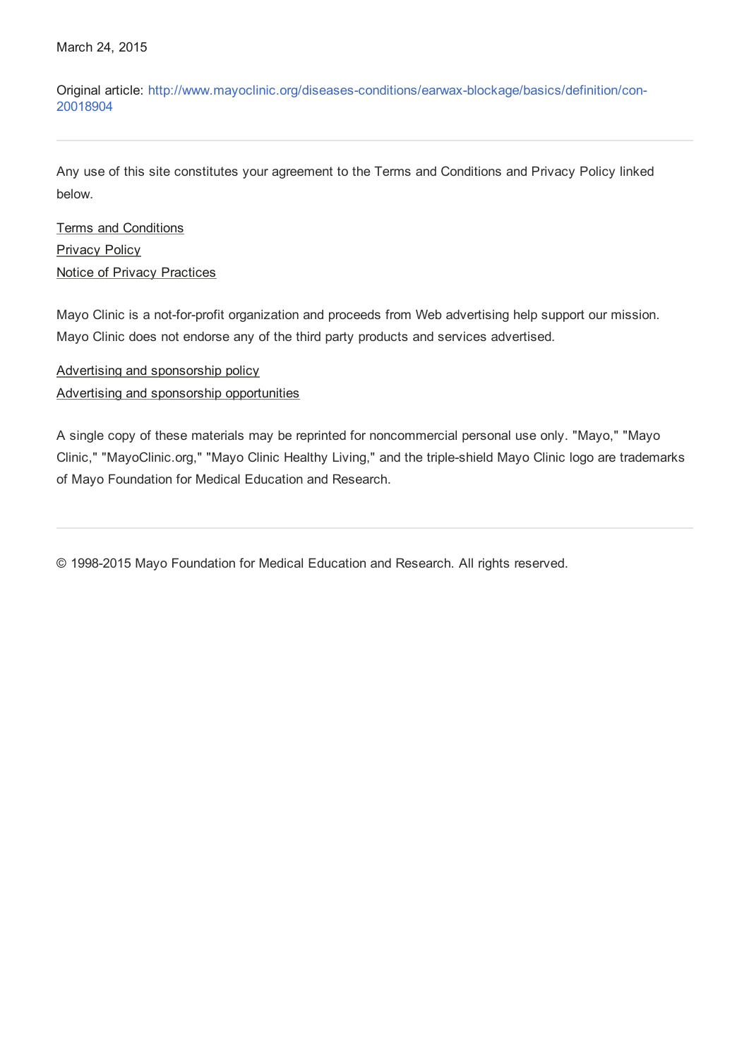March 24, 2015

Original article: http://www.mayoclinic.org/diseases-conditions/earwax-blockage/basics/definition/con-20018904

---

Any use of this site constitutes your agreement to the Terms and Conditions and Privacy Policy linked below.

Terms and Conditions
Privacy Policy
Notice of Privacy Practices

Mayo Clinic is a not-for-profit organization and proceeds from Web advertising help support our mission. Mayo Clinic does not endorse any of the third party products and services advertised.

Advertising and sponsorship policy
Advertising and sponsorship opportunities

A single copy of these materials may be reprinted for noncommercial personal use only. "Mayo," "Mayo Clinic," "MayoClinic.org," "Mayo Clinic Healthy Living," and the triple-shield Mayo Clinic logo are trademarks of Mayo Foundation for Medical Education and Research.

---

© 1998-2015 Mayo Foundation for Medical Education and Research. All rights reserved.